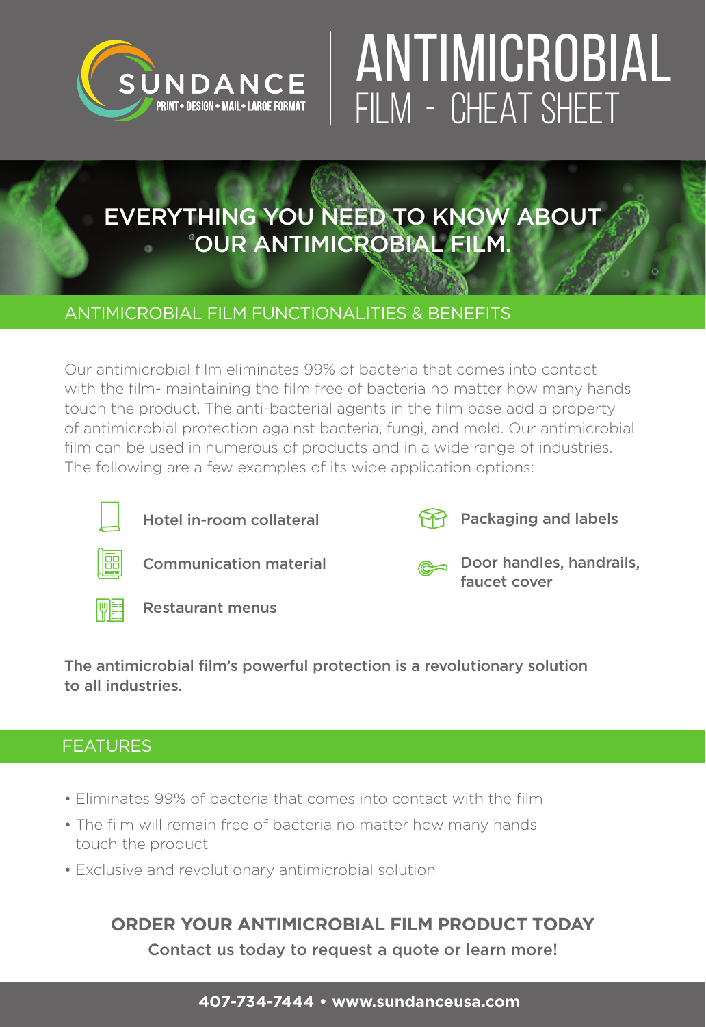SUNDANCE

PRINT • DESIGN • MAIL • LARGE FORMAT

# ANTIMICROBIAL FILM - CHEAT SHEET

## EVERYTHING YOU NEED TO KNOW ABOUT OUR ANTIMICROBIAL FILM.

## ANTIMICROBIAL FILM FUNCTIONALITIES & BENEFITS

Our antimicrobial film eliminates 99% of bacteria that comes into contact with the film- maintaining the film free of bacteria no matter how many hands touch the product. The anti-bacterial agents in the film base add a property of antimicrobial protection against bacteria, fungi, and mold. Our antimicrobial film can be used in numerous of products and in a wide range of industries. The following are a few examples of its wide application options:

- Hotel in-room collateral
- Communication material
- Restaurant menus
- Packaging and labels
- Door handles, handrails, faucet cover

**The antimicrobial film's powerful protection is a revolutionary solution to all industries.**

## FEATURES

- Eliminates 99% of bacteria that comes into contact with the film
- The film will remain free of bacteria no matter how many hands touch the product
- Exclusive and revolutionary antimicrobial solution

**ORDER YOUR ANTIMICROBIAL FILM PRODUCT TODAY**

Contact us today to request a quote or learn more!

**407-734-7444 • www.sundanceusa.com**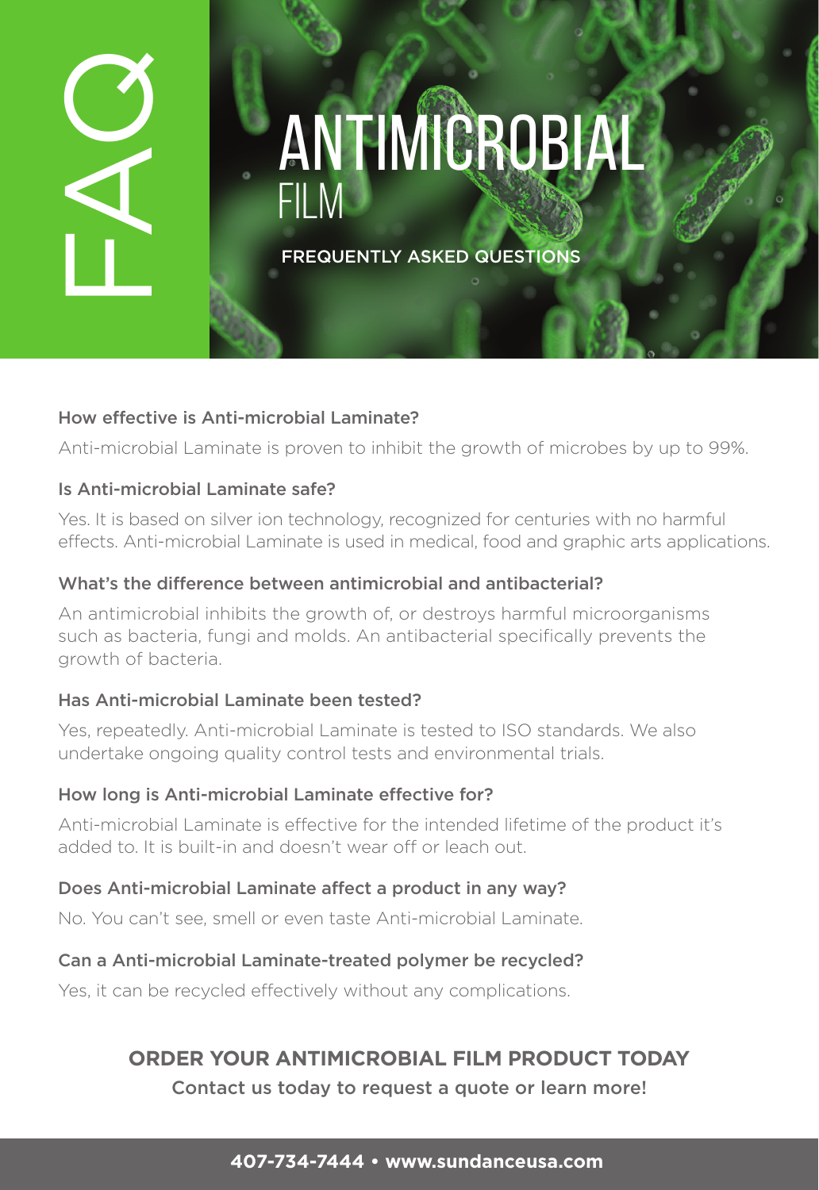FAQ

# ANTIMICROBIAL FILM

FREQUENTLY ASKED QUESTIONS

### How effective is Anti-microbial Laminate?

Anti-microbial Laminate is proven to inhibit the growth of microbes by up to 99%.

### Is Anti-microbial Laminate safe?

Yes. It is based on silver ion technology, recognized for centuries with no harmful effects. Anti-microbial Laminate is used in medical, food and graphic arts applications.

### What's the difference between antimicrobial and antibacterial?

An antimicrobial inhibits the growth of, or destroys harmful microorganisms such as bacteria, fungi and molds. An antibacterial specifically prevents the growth of bacteria.

### Has Anti-microbial Laminate been tested?

Yes, repeatedly. Anti-microbial Laminate is tested to ISO standards. We also undertake ongoing quality control tests and environmental trials.

### How long is Anti-microbial Laminate effective for?

Anti-microbial Laminate is effective for the intended lifetime of the product it's added to. It is built-in and doesn't wear off or leach out.

### Does Anti-microbial Laminate affect a product in any way?

No. You can't see, smell or even taste Anti-microbial Laminate.

### Can a Anti-microbial Laminate-treated polymer be recycled?

Yes, it can be recycled effectively without any complications.

**ORDER YOUR ANTIMICROBIAL FILM PRODUCT TODAY**

Contact us today to request a quote or learn more!

**407-734-7444 • www.sundanceusa.com**